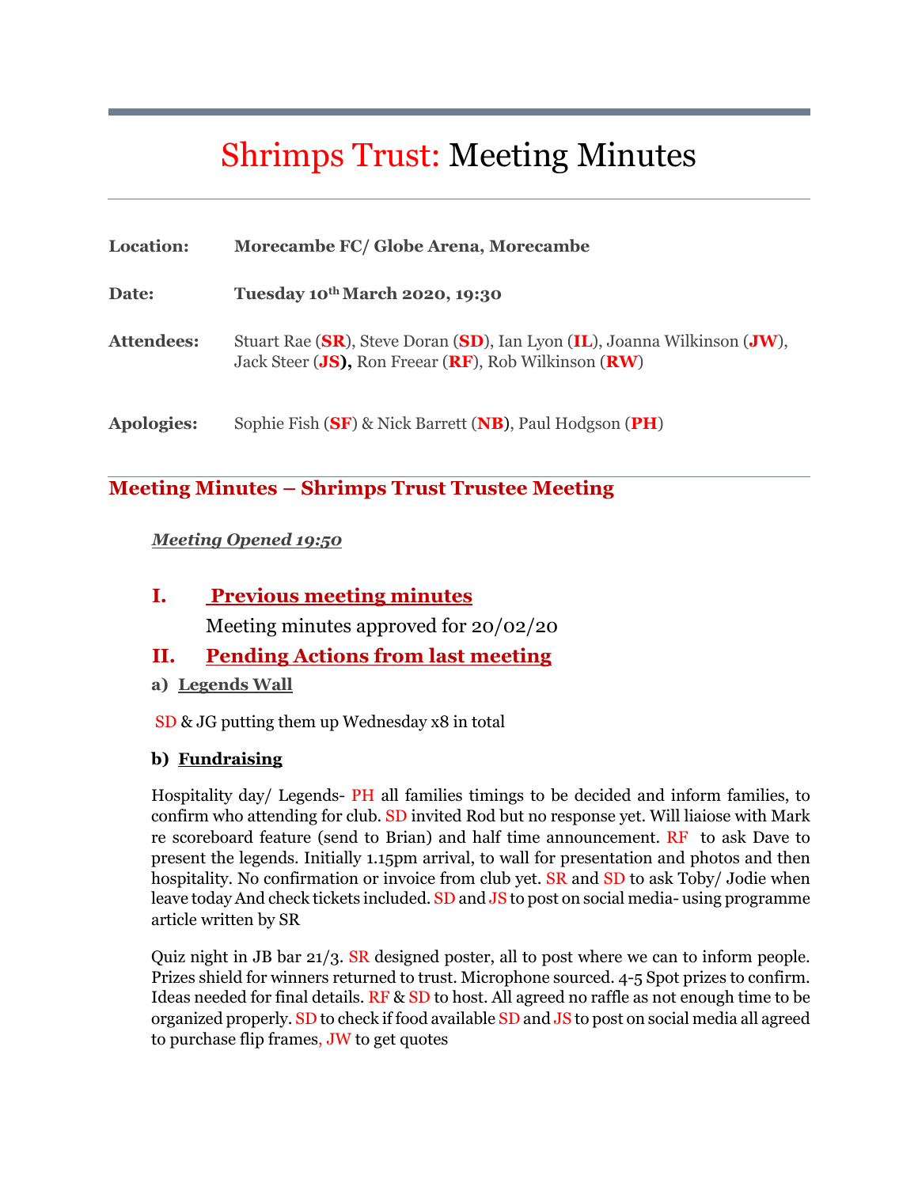# Shrimps Trust: Meeting Minutes

**Location:** **Morecambe FC/ Globe Arena, Morecambe**

**Date:** **Tuesday 10th March 2020, 19:30**

**Attendees:** Stuart Rae (**SR**), Steve Doran (**SD**), Ian Lyon (**IL**), Joanna Wilkinson (**JW**), Jack Steer (**JS**), Ron Freear (**RF**), Rob Wilkinson (**RW**)

**Apologies:** Sophie Fish (**SF**) & Nick Barrett (**NB**), Paul Hodgson (**PH**)

## Meeting Minutes – Shrimps Trust Trustee Meeting

***Meeting Opened 19:50***

### I. Previous meeting minutes

Meeting minutes approved for 20/02/20

### II. Pending Actions from last meeting

#### a) Legends Wall

SD & JG putting them up Wednesday x8 in total

#### b) Fundraising

Hospitality day/ Legends- PH all families timings to be decided and inform families, to confirm who attending for club. SD invited Rod but no response yet. Will liaiose with Mark re scoreboard feature (send to Brian) and half time announcement. RF to ask Dave to present the legends. Initially 1.15pm arrival, to wall for presentation and photos and then hospitality. No confirmation or invoice from club yet. SR and SD to ask Toby/ Jodie when leave today And check tickets included. SD and JS to post on social media- using programme article written by SR

Quiz night in JB bar 21/3. SR designed poster, all to post where we can to inform people. Prizes shield for winners returned to trust. Microphone sourced. 4-5 Spot prizes to confirm. Ideas needed for final details. RF & SD to host. All agreed no raffle as not enough time to be organized properly. SD to check if food available SD and JS to post on social media all agreed to purchase flip frames, JW to get quotes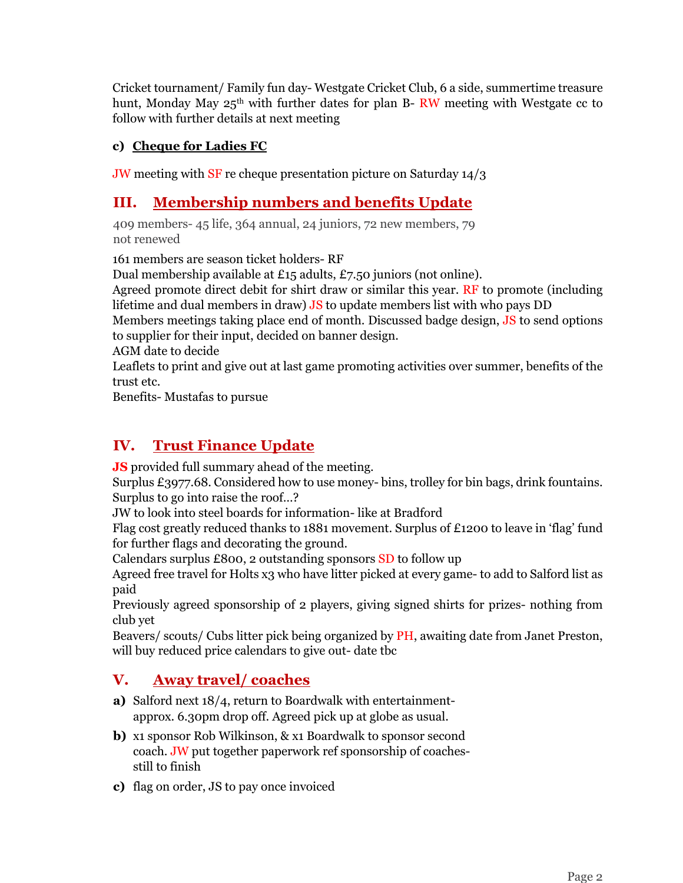Cricket tournament/ Family fun day- Westgate Cricket Club, 6 a side, summertime treasure hunt, Monday May 25th with further dates for plan B- RW meeting with Westgate cc to follow with further details at next meeting

**c) Cheque for Ladies FC**

JW meeting with SF re cheque presentation picture on Saturday 14/3

## III. Membership numbers and benefits Update

409 members- 45 life, 364 annual, 24 juniors, 72 new members, 79 not renewed

161 members are season ticket holders- RF
Dual membership available at £15 adults, £7.50 juniors (not online).
Agreed promote direct debit for shirt draw or similar this year. RF to promote (including lifetime and dual members in draw) JS to update members list with who pays DD
Members meetings taking place end of month. Discussed badge design, JS to send options to supplier for their input, decided on banner design.
AGM date to decide
Leaflets to print and give out at last game promoting activities over summer, benefits of the trust etc.
Benefits- Mustafas to pursue

## IV. Trust Finance Update

**JS** provided full summary ahead of the meeting.
Surplus £3977.68. Considered how to use money- bins, trolley for bin bags, drink fountains. Surplus to go into raise the roof…?
JW to look into steel boards for information- like at Bradford
Flag cost greatly reduced thanks to 1881 movement. Surplus of £1200 to leave in 'flag' fund for further flags and decorating the ground.
Calendars surplus £800, 2 outstanding sponsors SD to follow up
Agreed free travel for Holts x3 who have litter picked at every game- to add to Salford list as paid
Previously agreed sponsorship of 2 players, giving signed shirts for prizes- nothing from club yet
Beavers/ scouts/ Cubs litter pick being organized by PH, awaiting date from Janet Preston, will buy reduced price calendars to give out- date tbc

## V. Away travel/ coaches

**a)** Salford next 18/4, return to Boardwalk with entertainment- approx. 6.30pm drop off. Agreed pick up at globe as usual.

**b)** x1 sponsor Rob Wilkinson, & x1 Boardwalk to sponsor second coach. JW put together paperwork ref sponsorship of coaches- still to finish

**c)** flag on order, JS to pay once invoiced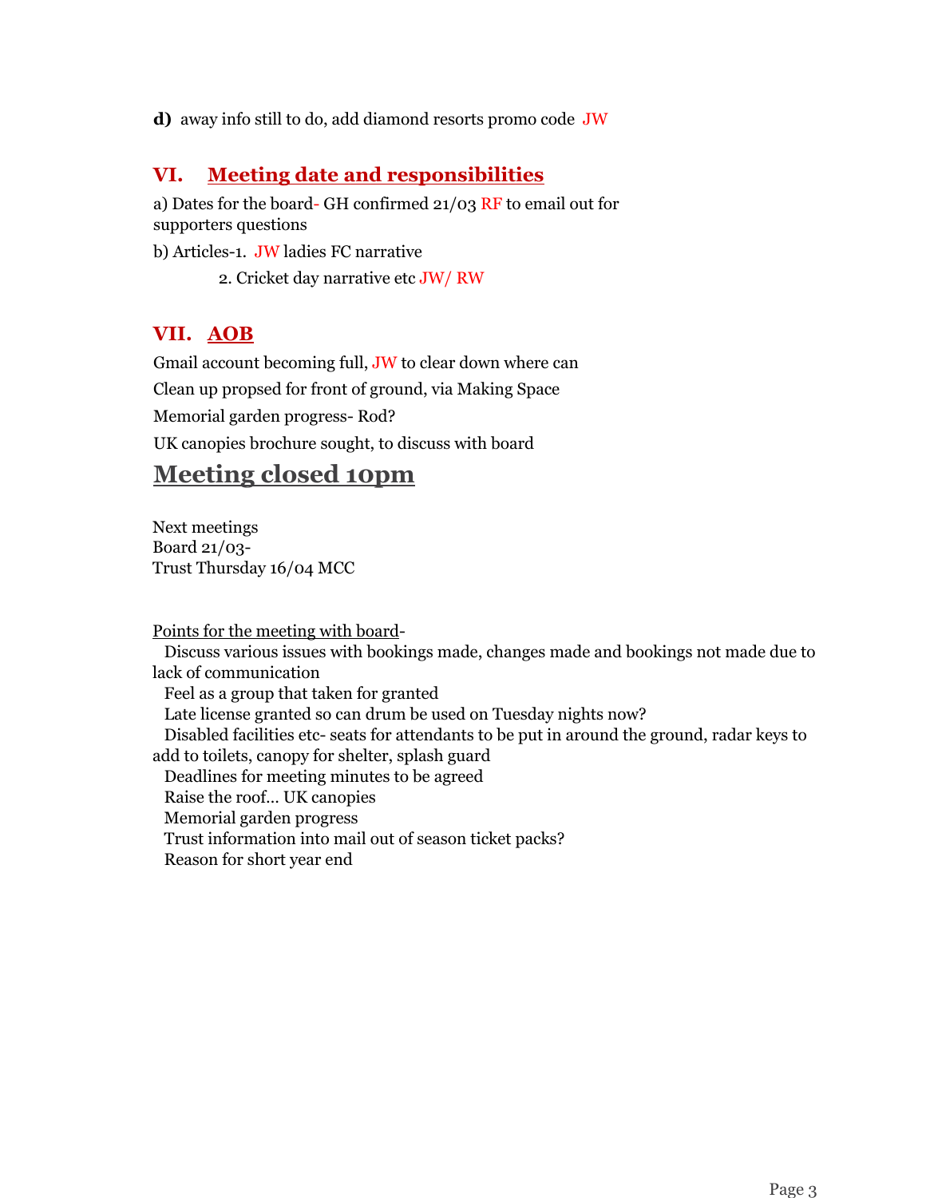**d)** away info still to do, add diamond resorts promo code JW

## VI. Meeting date and responsibilities

a) Dates for the board- GH confirmed 21/03 RF to email out for supporters questions

b) Articles-1. JW ladies FC narrative

2. Cricket day narrative etc JW/ RW

## VII. AOB

Gmail account becoming full, JW to clear down where can

Clean up propsed for front of ground, via Making Space

Memorial garden progress- Rod?

UK canopies brochure sought, to discuss with board

# Meeting closed 10pm

Next meetings
Board 21/03-
Trust Thursday 16/04 MCC

Points for the meeting with board-

Discuss various issues with bookings made, changes made and bookings not made due to lack of communication

Feel as a group that taken for granted

Late license granted so can drum be used on Tuesday nights now?

Disabled facilities etc- seats for attendants to be put in around the ground, radar keys to add to toilets, canopy for shelter, splash guard

Deadlines for meeting minutes to be agreed

Raise the roof… UK canopies

Memorial garden progress

Trust information into mail out of season ticket packs?

Reason for short year end